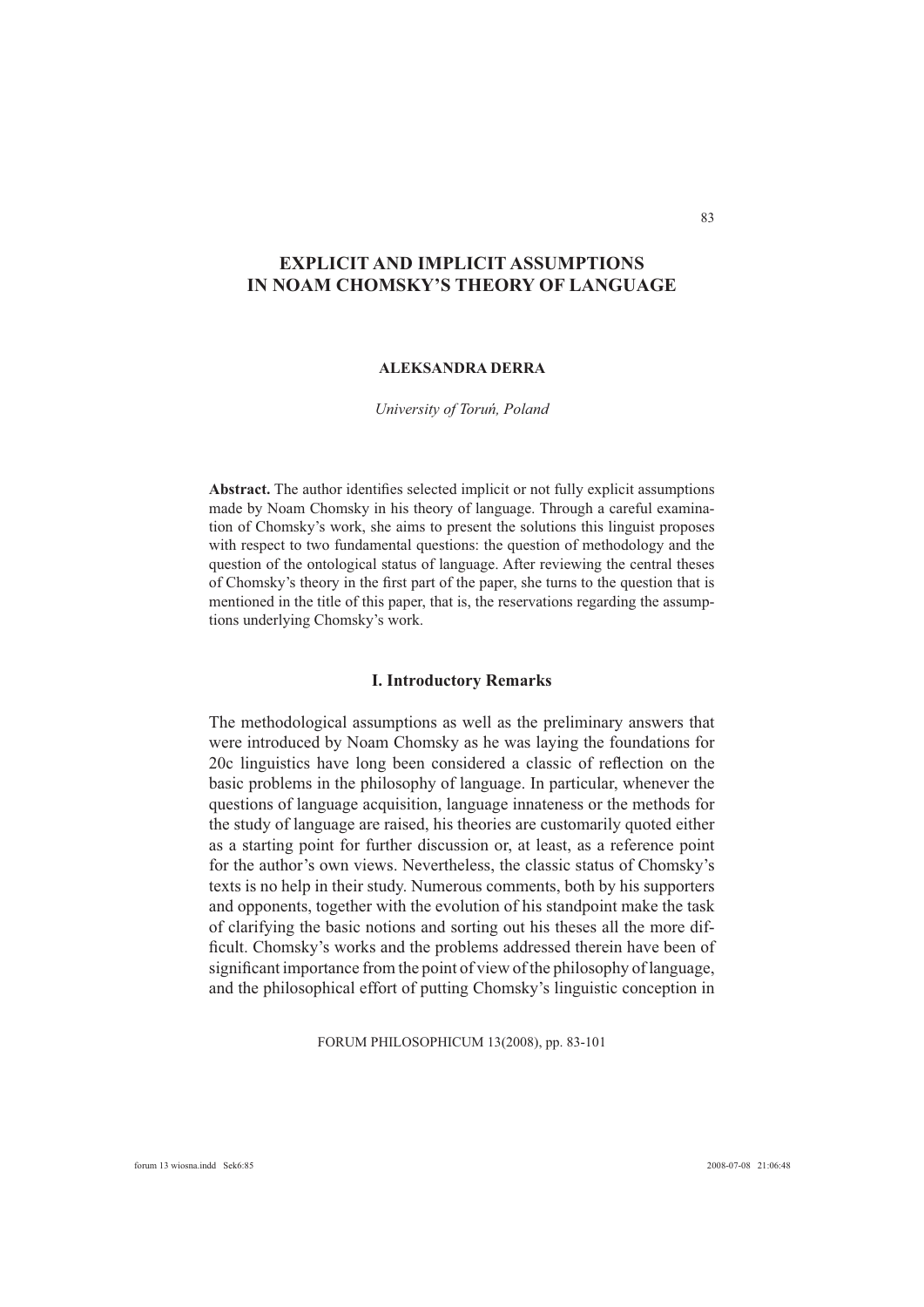# EXPLICIT AND IMPLICIT ASSUMPTIONS IN NOAM CHOMSKY'S THEORY OF LANGUAGE

**ALEKSANDRA DERRA**

*University of Toruń, Poland*

**Abstract.** The author identifies selected implicit or not fully explicit assumptions made by Noam Chomsky in his theory of language. Through a careful examination of Chomsky's work, she aims to present the solutions this linguist proposes with respect to two fundamental questions: the question of methodology and the question of the ontological status of language. After reviewing the central theses of Chomsky's theory in the first part of the paper, she turns to the question that is mentioned in the title of this paper, that is, the reservations regarding the assumptions underlying Chomsky's work.

## I. Introductory Remarks

The methodological assumptions as well as the preliminary answers that were introduced by Noam Chomsky as he was laying the foundations for 20c linguistics have long been considered a classic of reflection on the basic problems in the philosophy of language. In particular, whenever the questions of language acquisition, language innateness or the methods for the study of language are raised, his theories are customarily quoted either as a starting point for further discussion or, at least, as a reference point for the author's own views. Nevertheless, the classic status of Chomsky's texts is no help in their study. Numerous comments, both by his supporters and opponents, together with the evolution of his standpoint make the task of clarifying the basic notions and sorting out his theses all the more difficult. Chomsky's works and the problems addressed therein have been of significant importance from the point of view of the philosophy of language, and the philosophical effort of putting Chomsky's linguistic conception in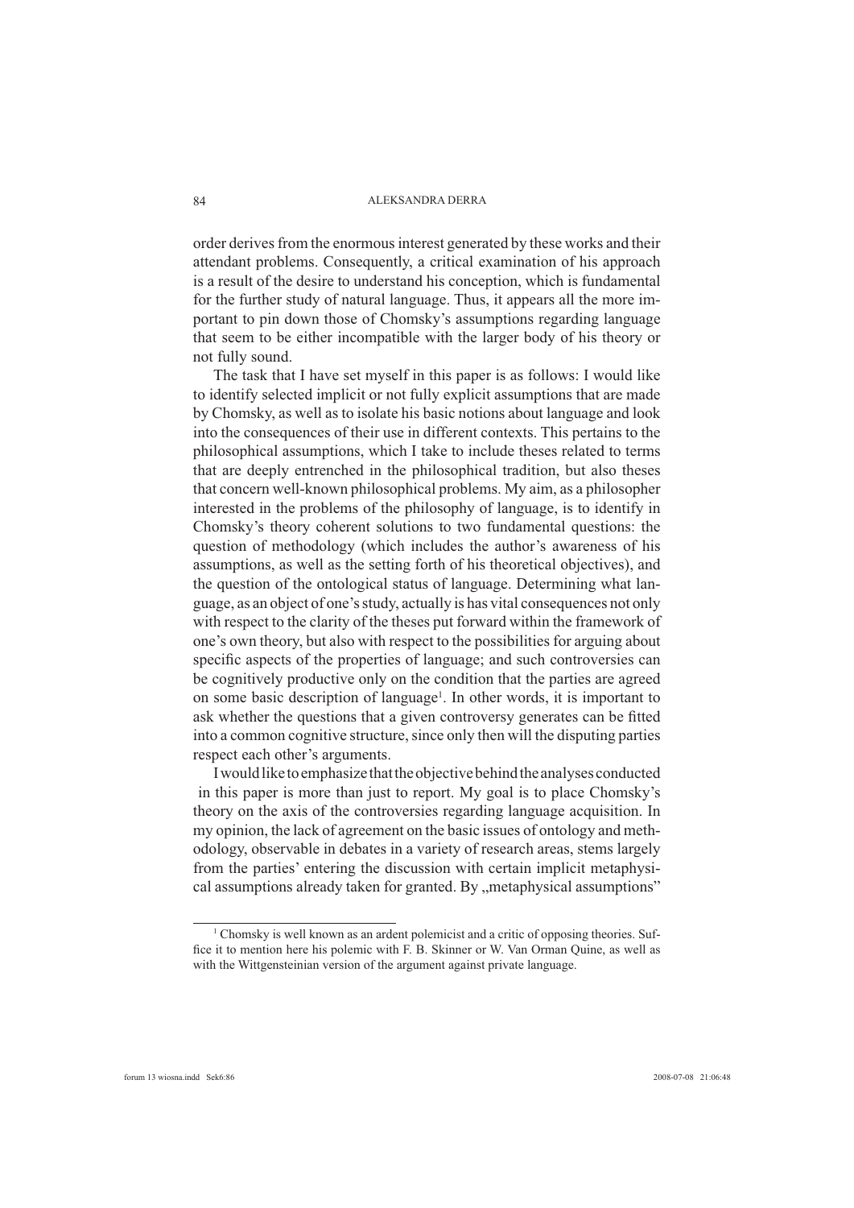order derives from the enormous interest generated by these works and their attendant problems. Consequently, a critical examination of his approach is a result of the desire to understand his conception, which is fundamental for the further study of natural language. Thus, it appears all the more important to pin down those of Chomsky's assumptions regarding language that seem to be either incompatible with the larger body of his theory or not fully sound.

The task that I have set myself in this paper is as follows: I would like to identify selected implicit or not fully explicit assumptions that are made by Chomsky, as well as to isolate his basic notions about language and look into the consequences of their use in different contexts. This pertains to the philosophical assumptions, which I take to include theses related to terms that are deeply entrenched in the philosophical tradition, but also theses that concern well-known philosophical problems. My aim, as a philosopher interested in the problems of the philosophy of language, is to identify in Chomsky's theory coherent solutions to two fundamental questions: the question of methodology (which includes the author's awareness of his assumptions, as well as the setting forth of his theoretical objectives), and the question of the ontological status of language. Determining what language, as an object of one's study, actually is has vital consequences not only with respect to the clarity of the theses put forward within the framework of one's own theory, but also with respect to the possibilities for arguing about specific aspects of the properties of language; and such controversies can be cognitively productive only on the condition that the parties are agreed on some basic description of language[1]. In other words, it is important to ask whether the questions that a given controversy generates can be fitted into a common cognitive structure, since only then will the disputing parties respect each other's arguments.

I would like to emphasize that the objective behind the analyses conducted in this paper is more than just to report. My goal is to place Chomsky's theory on the axis of the controversies regarding language acquisition. In my opinion, the lack of agreement on the basic issues of ontology and methodology, observable in debates in a variety of research areas, stems largely from the parties' entering the discussion with certain implicit metaphysical assumptions already taken for granted. By „metaphysical assumptions"

[1] Chomsky is well known as an ardent polemicist and a critic of opposing theories. Suffice it to mention here his polemic with F. B. Skinner or W. Van Orman Quine, as well as with the Wittgensteinian version of the argument against private language.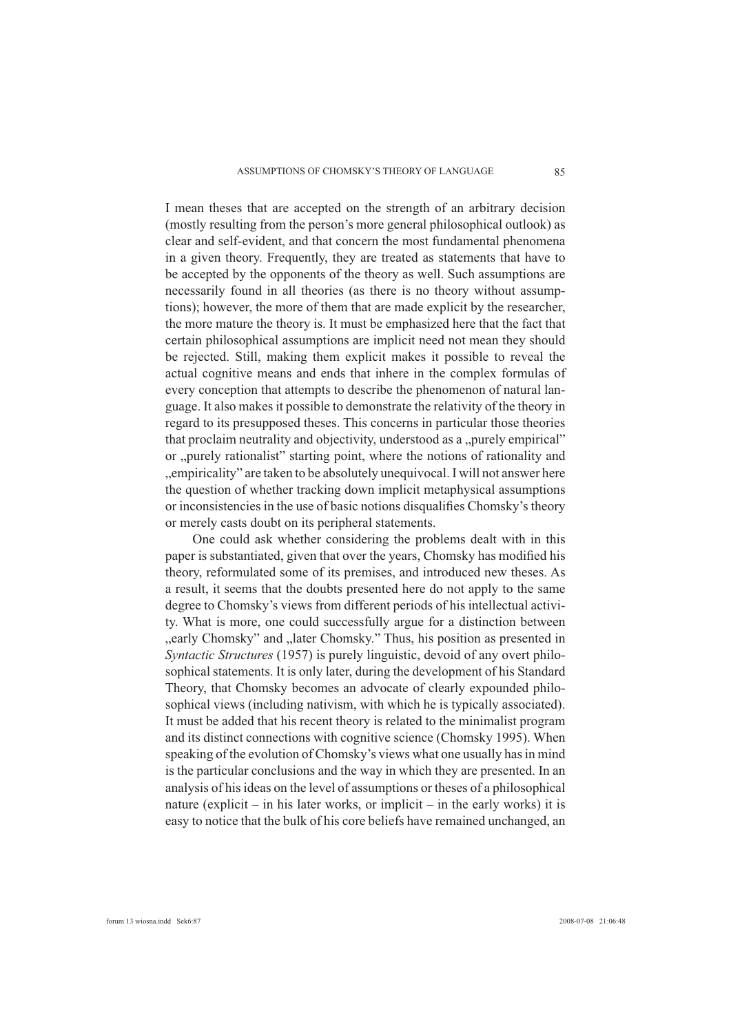I mean theses that are accepted on the strength of an arbitrary decision (mostly resulting from the person's more general philosophical outlook) as clear and self-evident, and that concern the most fundamental phenomena in a given theory. Frequently, they are treated as statements that have to be accepted by the opponents of the theory as well. Such assumptions are necessarily found in all theories (as there is no theory without assumptions); however, the more of them that are made explicit by the researcher, the more mature the theory is. It must be emphasized here that the fact that certain philosophical assumptions are implicit need not mean they should be rejected. Still, making them explicit makes it possible to reveal the actual cognitive means and ends that inhere in the complex formulas of every conception that attempts to describe the phenomenon of natural language. It also makes it possible to demonstrate the relativity of the theory in regard to its presupposed theses. This concerns in particular those theories that proclaim neutrality and objectivity, understood as a „purely empirical" or „purely rationalist" starting point, where the notions of rationality and „empiricality" are taken to be absolutely unequivocal. I will not answer here the question of whether tracking down implicit metaphysical assumptions or inconsistencies in the use of basic notions disqualifies Chomsky's theory or merely casts doubt on its peripheral statements.

One could ask whether considering the problems dealt with in this paper is substantiated, given that over the years, Chomsky has modified his theory, reformulated some of its premises, and introduced new theses. As a result, it seems that the doubts presented here do not apply to the same degree to Chomsky's views from different periods of his intellectual activity. What is more, one could successfully argue for a distinction between „early Chomsky" and „later Chomsky." Thus, his position as presented in *Syntactic Structures* (1957) is purely linguistic, devoid of any overt philosophical statements. It is only later, during the development of his Standard Theory, that Chomsky becomes an advocate of clearly expounded philosophical views (including nativism, with which he is typically associated). It must be added that his recent theory is related to the minimalist program and its distinct connections with cognitive science (Chomsky 1995). When speaking of the evolution of Chomsky's views what one usually has in mind is the particular conclusions and the way in which they are presented. In an analysis of his ideas on the level of assumptions or theses of a philosophical nature (explicit – in his later works, or implicit – in the early works) it is easy to notice that the bulk of his core beliefs have remained unchanged, an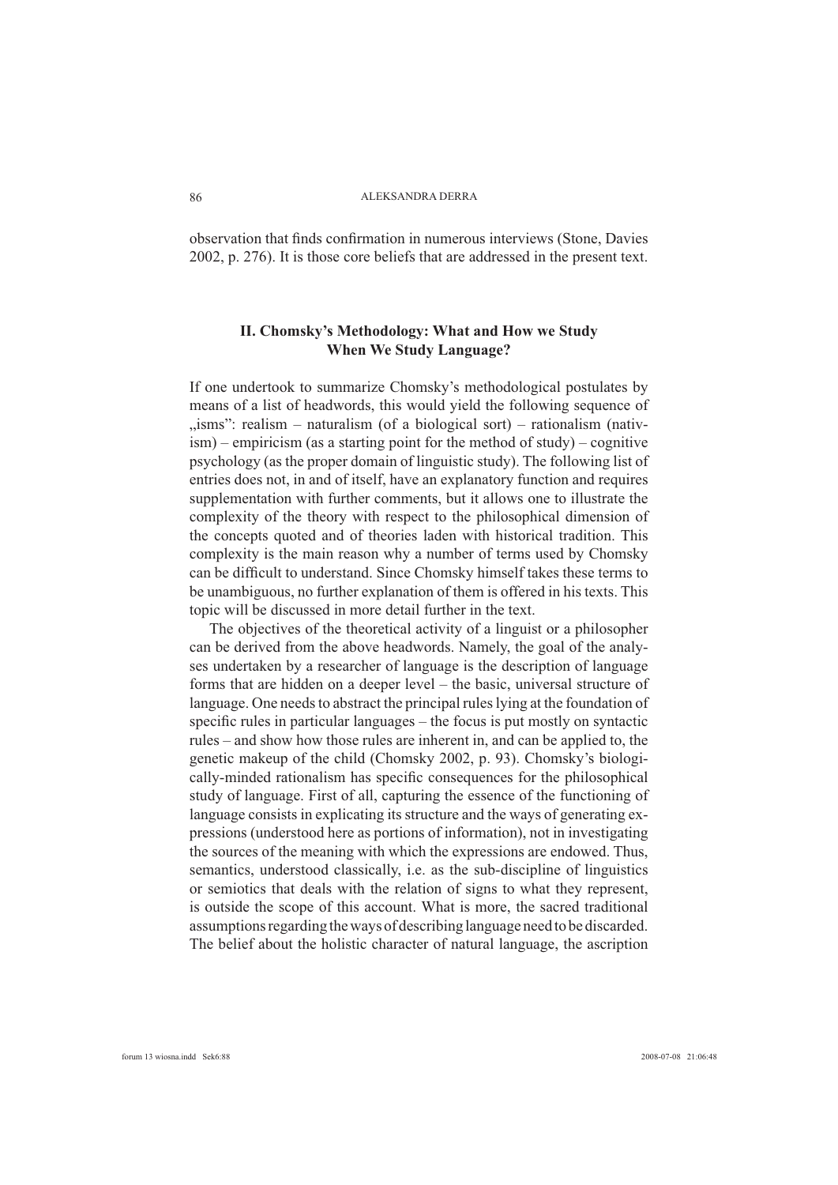observation that finds confirmation in numerous interviews (Stone, Davies 2002, p. 276). It is those core beliefs that are addressed in the present text.

## II. Chomsky's Methodology: What and How we Study When We Study Language?

If one undertook to summarize Chomsky's methodological postulates by means of a list of headwords, this would yield the following sequence of „isms": realism – naturalism (of a biological sort) – rationalism (nativism) – empiricism (as a starting point for the method of study) – cognitive psychology (as the proper domain of linguistic study). The following list of entries does not, in and of itself, have an explanatory function and requires supplementation with further comments, but it allows one to illustrate the complexity of the theory with respect to the philosophical dimension of the concepts quoted and of theories laden with historical tradition. This complexity is the main reason why a number of terms used by Chomsky can be difficult to understand. Since Chomsky himself takes these terms to be unambiguous, no further explanation of them is offered in his texts. This topic will be discussed in more detail further in the text.

The objectives of the theoretical activity of a linguist or a philosopher can be derived from the above headwords. Namely, the goal of the analyses undertaken by a researcher of language is the description of language forms that are hidden on a deeper level – the basic, universal structure of language. One needs to abstract the principal rules lying at the foundation of specific rules in particular languages – the focus is put mostly on syntactic rules – and show how those rules are inherent in, and can be applied to, the genetic makeup of the child (Chomsky 2002, p. 93). Chomsky's biologically-minded rationalism has specific consequences for the philosophical study of language. First of all, capturing the essence of the functioning of language consists in explicating its structure and the ways of generating expressions (understood here as portions of information), not in investigating the sources of the meaning with which the expressions are endowed. Thus, semantics, understood classically, i.e. as the sub-discipline of linguistics or semiotics that deals with the relation of signs to what they represent, is outside the scope of this account. What is more, the sacred traditional assumptions regarding the ways of describing language need to be discarded. The belief about the holistic character of natural language, the ascription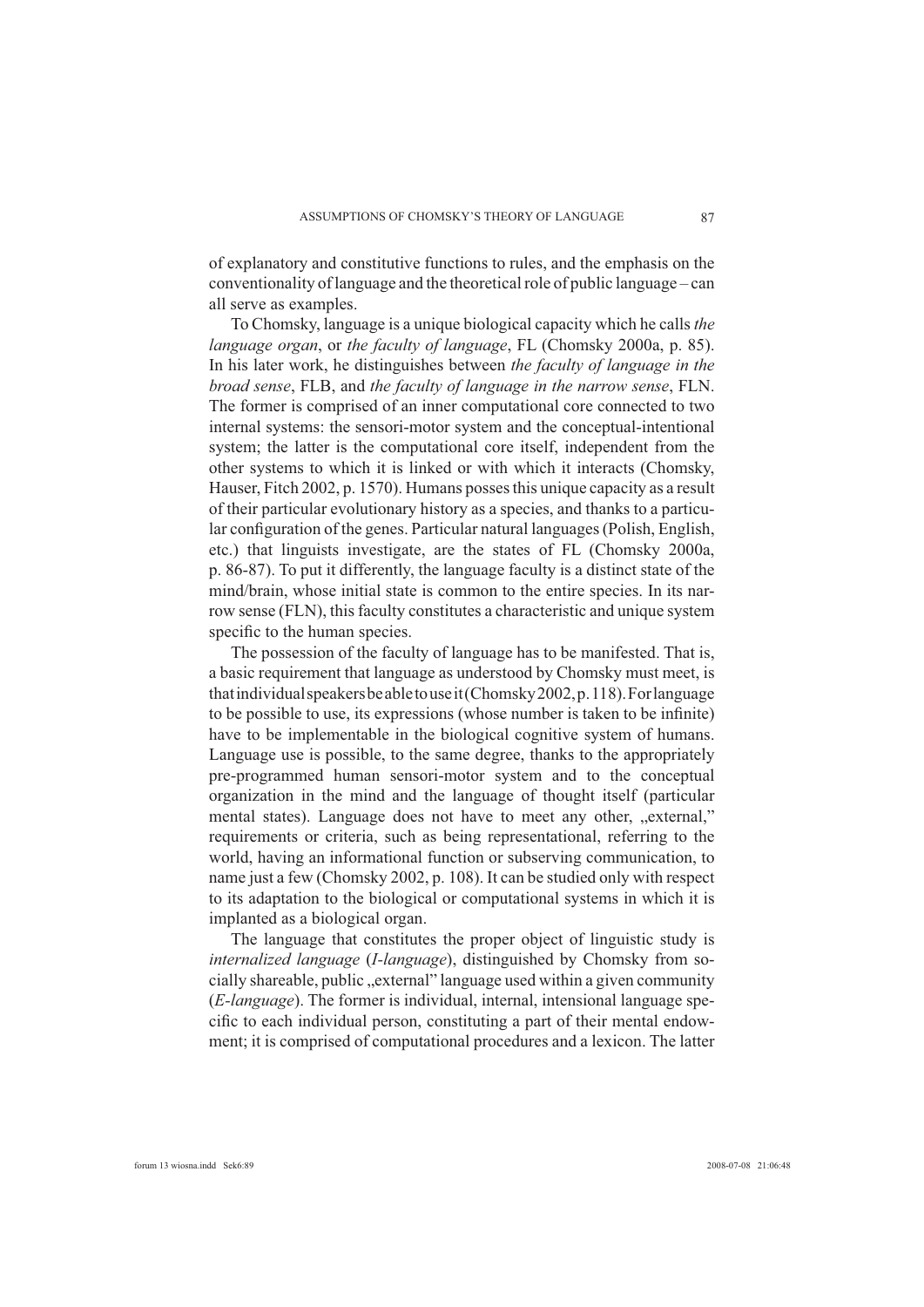of explanatory and constitutive functions to rules, and the emphasis on the conventionality of language and the theoretical role of public language – can all serve as examples.

To Chomsky, language is a unique biological capacity which he calls *the language organ*, or *the faculty of language*, FL (Chomsky 2000a, p. 85). In his later work, he distinguishes between *the faculty of language in the broad sense*, FLB, and *the faculty of language in the narrow sense*, FLN. The former is comprised of an inner computational core connected to two internal systems: the sensori-motor system and the conceptual-intentional system; the latter is the computational core itself, independent from the other systems to which it is linked or with which it interacts (Chomsky, Hauser, Fitch 2002, p. 1570). Humans posses this unique capacity as a result of their particular evolutionary history as a species, and thanks to a particular configuration of the genes. Particular natural languages (Polish, English, etc.) that linguists investigate, are the states of FL (Chomsky 2000a, p. 86-87). To put it differently, the language faculty is a distinct state of the mind/brain, whose initial state is common to the entire species. In its narrow sense (FLN), this faculty constitutes a characteristic and unique system specific to the human species.

The possession of the faculty of language has to be manifested. That is, a basic requirement that language as understood by Chomsky must meet, is that individual speakers be able to use it (Chomsky 2002, p. 118). For language to be possible to use, its expressions (whose number is taken to be infinite) have to be implementable in the biological cognitive system of humans. Language use is possible, to the same degree, thanks to the appropriately pre-programmed human sensori-motor system and to the conceptual organization in the mind and the language of thought itself (particular mental states). Language does not have to meet any other, „external," requirements or criteria, such as being representational, referring to the world, having an informational function or subserving communication, to name just a few (Chomsky 2002, p. 108). It can be studied only with respect to its adaptation to the biological or computational systems in which it is implanted as a biological organ.

The language that constitutes the proper object of linguistic study is *internalized language* (*I-language*), distinguished by Chomsky from socially shareable, public „external" language used within a given community (*E-language*). The former is individual, internal, intensional language specific to each individual person, constituting a part of their mental endowment; it is comprised of computational procedures and a lexicon. The latter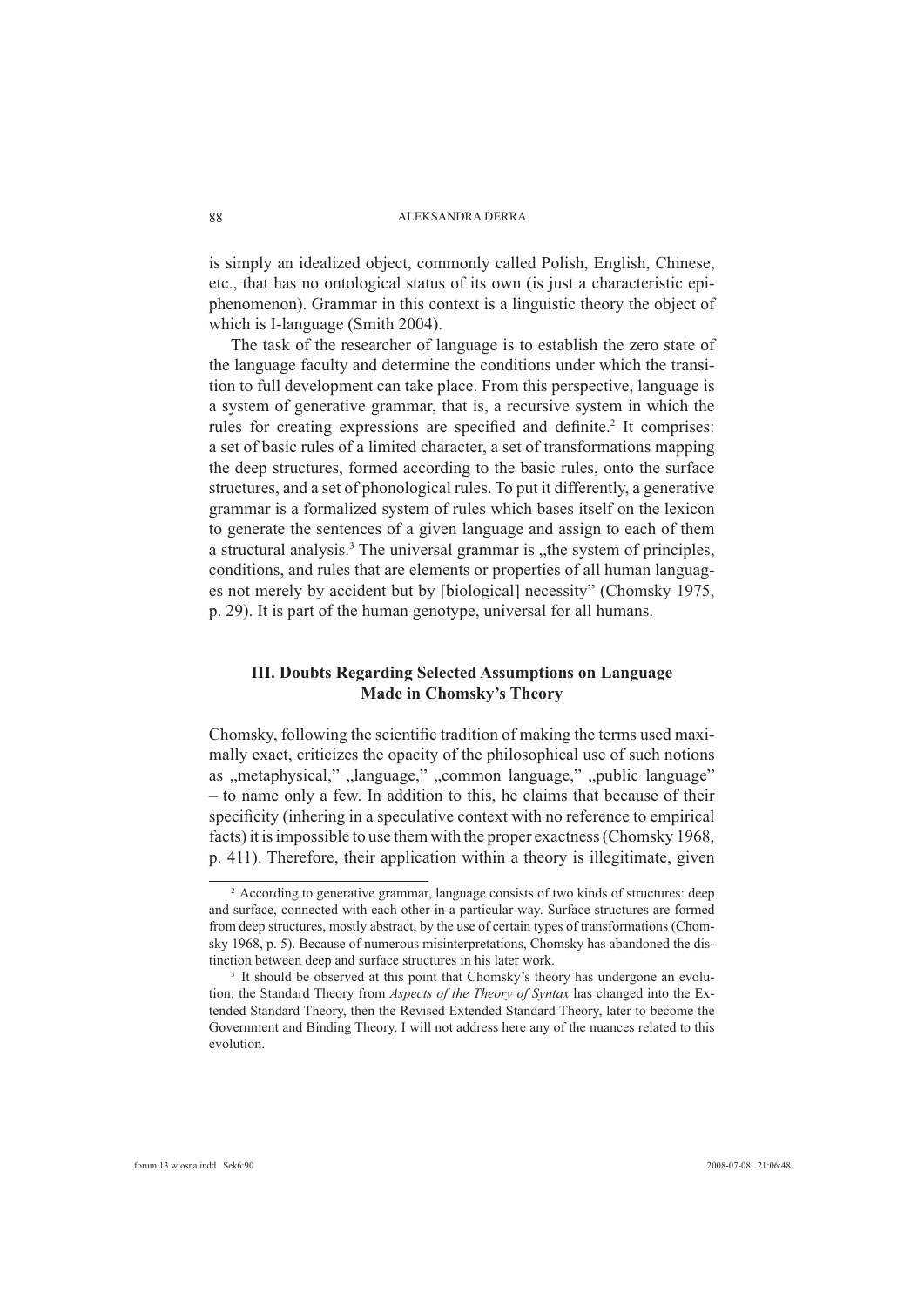is simply an idealized object, commonly called Polish, English, Chinese, etc., that has no ontological status of its own (is just a characteristic epiphenomenon). Grammar in this context is a linguistic theory the object of which is I-language (Smith 2004).

The task of the researcher of language is to establish the zero state of the language faculty and determine the conditions under which the transition to full development can take place. From this perspective, language is a system of generative grammar, that is, a recursive system in which the rules for creating expressions are specified and definite.[2] It comprises: a set of basic rules of a limited character, a set of transformations mapping the deep structures, formed according to the basic rules, onto the surface structures, and a set of phonological rules. To put it differently, a generative grammar is a formalized system of rules which bases itself on the lexicon to generate the sentences of a given language and assign to each of them a structural analysis.[3] The universal grammar is „the system of principles, conditions, and rules that are elements or properties of all human languages not merely by accident but by [biological] necessity" (Chomsky 1975, p. 29). It is part of the human genotype, universal for all humans.

## III. Doubts Regarding Selected Assumptions on Language Made in Chomsky's Theory

Chomsky, following the scientific tradition of making the terms used maximally exact, criticizes the opacity of the philosophical use of such notions as „metaphysical," „language," „common language," „public language" – to name only a few. In addition to this, he claims that because of their specificity (inhering in a speculative context with no reference to empirical facts) it is impossible to use them with the proper exactness (Chomsky 1968, p. 411). Therefore, their application within a theory is illegitimate, given

---

[2] According to generative grammar, language consists of two kinds of structures: deep and surface, connected with each other in a particular way. Surface structures are formed from deep structures, mostly abstract, by the use of certain types of transformations (Chomsky 1968, p. 5). Because of numerous misinterpretations, Chomsky has abandoned the distinction between deep and surface structures in his later work.

[3] It should be observed at this point that Chomsky's theory has undergone an evolution: the Standard Theory from *Aspects of the Theory of Syntax* has changed into the Extended Standard Theory, then the Revised Extended Standard Theory, later to become the Government and Binding Theory. I will not address here any of the nuances related to this evolution.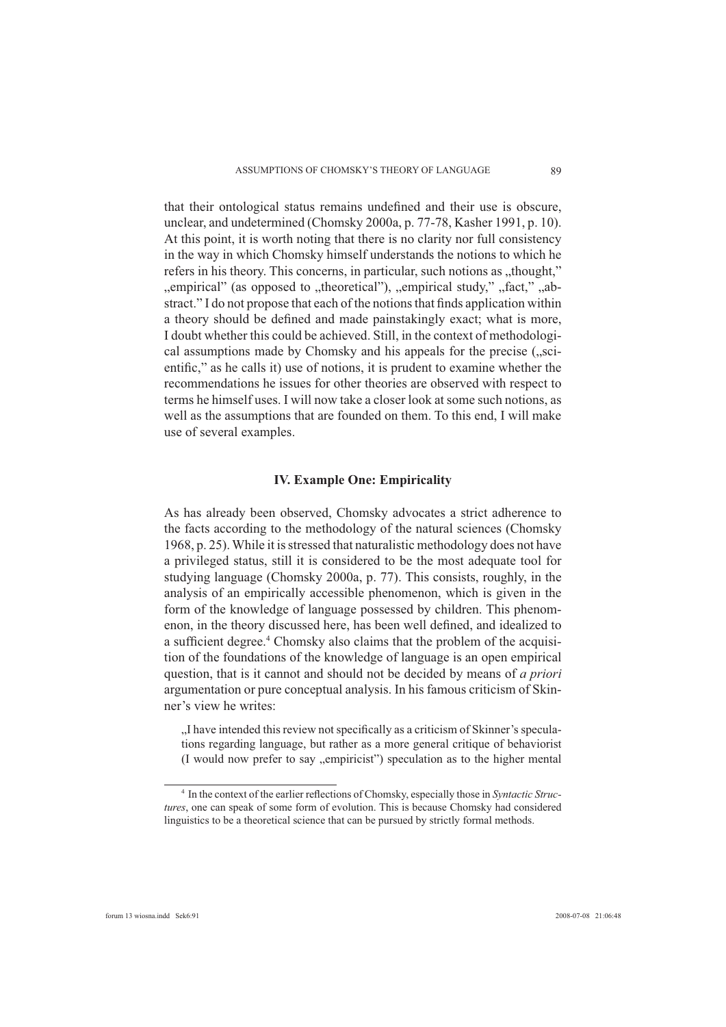that their ontological status remains undefined and their use is obscure, unclear, and undetermined (Chomsky 2000a, p. 77-78, Kasher 1991, p. 10). At this point, it is worth noting that there is no clarity nor full consistency in the way in which Chomsky himself understands the notions to which he refers in his theory. This concerns, in particular, such notions as „thought," „empirical" (as opposed to „theoretical"), „empirical study," „fact," „abstract." I do not propose that each of the notions that finds application within a theory should be defined and made painstakingly exact; what is more, I doubt whether this could be achieved. Still, in the context of methodological assumptions made by Chomsky and his appeals for the precise („scientific," as he calls it) use of notions, it is prudent to examine whether the recommendations he issues for other theories are observed with respect to terms he himself uses. I will now take a closer look at some such notions, as well as the assumptions that are founded on them. To this end, I will make use of several examples.

## IV. Example One: Empiricality

As has already been observed, Chomsky advocates a strict adherence to the facts according to the methodology of the natural sciences (Chomsky 1968, p. 25). While it is stressed that naturalistic methodology does not have a privileged status, still it is considered to be the most adequate tool for studying language (Chomsky 2000a, p. 77). This consists, roughly, in the analysis of an empirically accessible phenomenon, which is given in the form of the knowledge of language possessed by children. This phenomenon, in the theory discussed here, has been well defined, and idealized to a sufficient degree.[4] Chomsky also claims that the problem of the acquisition of the foundations of the knowledge of language is an open empirical question, that is it cannot and should not be decided by means of *a priori* argumentation or pure conceptual analysis. In his famous criticism of Skinner's view he writes:

> „I have intended this review not specifically as a criticism of Skinner's speculations regarding language, but rather as a more general critique of behaviorist (I would now prefer to say „empiricist") speculation as to the higher mental

[4] In the context of the earlier reflections of Chomsky, especially those in *Syntactic Structures*, one can speak of some form of evolution. This is because Chomsky had considered linguistics to be a theoretical science that can be pursued by strictly formal methods.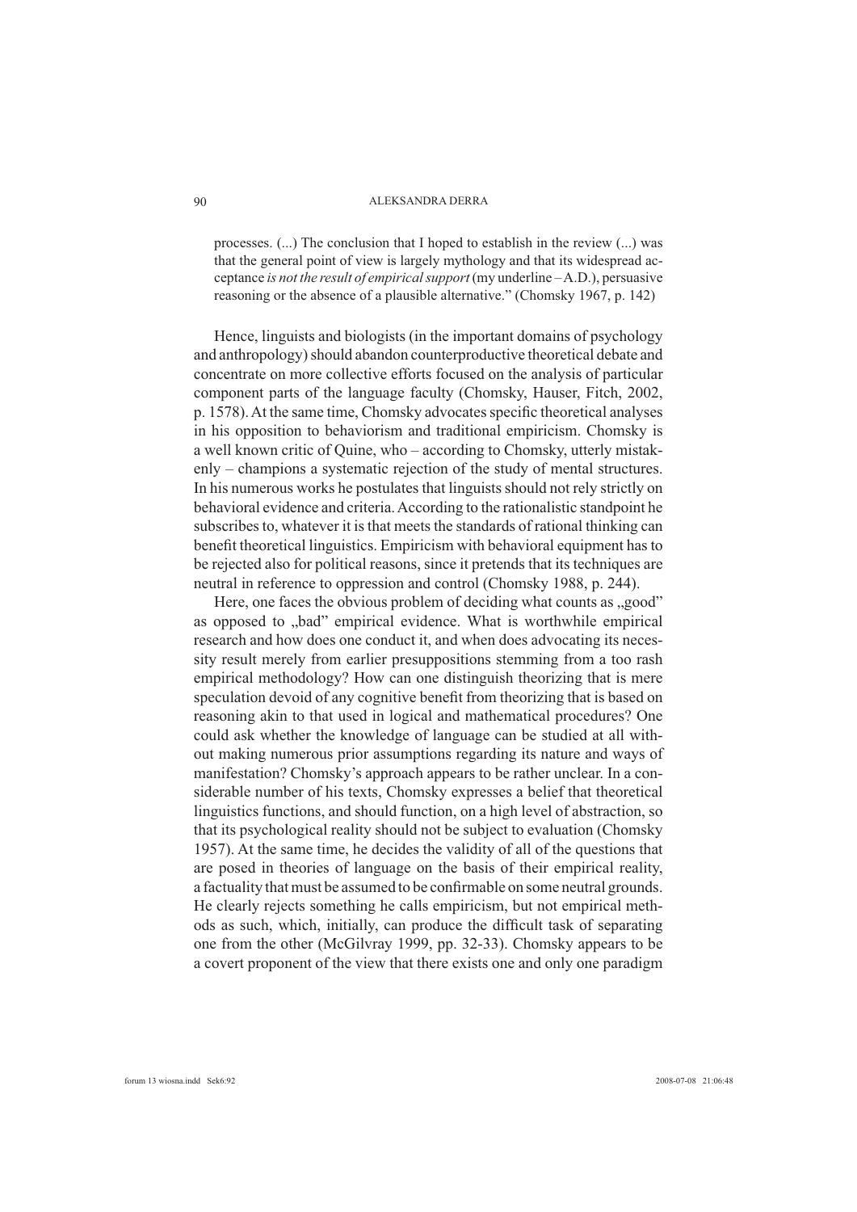processes. (...) The conclusion that I hoped to establish in the review (...) was that the general point of view is largely mythology and that its widespread acceptance *is not the result of empirical support* (my underline – A.D.), persuasive reasoning or the absence of a plausible alternative." (Chomsky 1967, p. 142)

Hence, linguists and biologists (in the important domains of psychology and anthropology) should abandon counterproductive theoretical debate and concentrate on more collective efforts focused on the analysis of particular component parts of the language faculty (Chomsky, Hauser, Fitch, 2002, p. 1578). At the same time, Chomsky advocates specific theoretical analyses in his opposition to behaviorism and traditional empiricism. Chomsky is a well known critic of Quine, who – according to Chomsky, utterly mistakenly – champions a systematic rejection of the study of mental structures. In his numerous works he postulates that linguists should not rely strictly on behavioral evidence and criteria. According to the rationalistic standpoint he subscribes to, whatever it is that meets the standards of rational thinking can benefit theoretical linguistics. Empiricism with behavioral equipment has to be rejected also for political reasons, since it pretends that its techniques are neutral in reference to oppression and control (Chomsky 1988, p. 244).

Here, one faces the obvious problem of deciding what counts as „good" as opposed to „bad" empirical evidence. What is worthwhile empirical research and how does one conduct it, and when does advocating its necessity result merely from earlier presuppositions stemming from a too rash empirical methodology? How can one distinguish theorizing that is mere speculation devoid of any cognitive benefit from theorizing that is based on reasoning akin to that used in logical and mathematical procedures? One could ask whether the knowledge of language can be studied at all without making numerous prior assumptions regarding its nature and ways of manifestation? Chomsky's approach appears to be rather unclear. In a considerable number of his texts, Chomsky expresses a belief that theoretical linguistics functions, and should function, on a high level of abstraction, so that its psychological reality should not be subject to evaluation (Chomsky 1957). At the same time, he decides the validity of all of the questions that are posed in theories of language on the basis of their empirical reality, a factuality that must be assumed to be confirmable on some neutral grounds. He clearly rejects something he calls empiricism, but not empirical methods as such, which, initially, can produce the difficult task of separating one from the other (McGilvray 1999, pp. 32-33). Chomsky appears to be a covert proponent of the view that there exists one and only one paradigm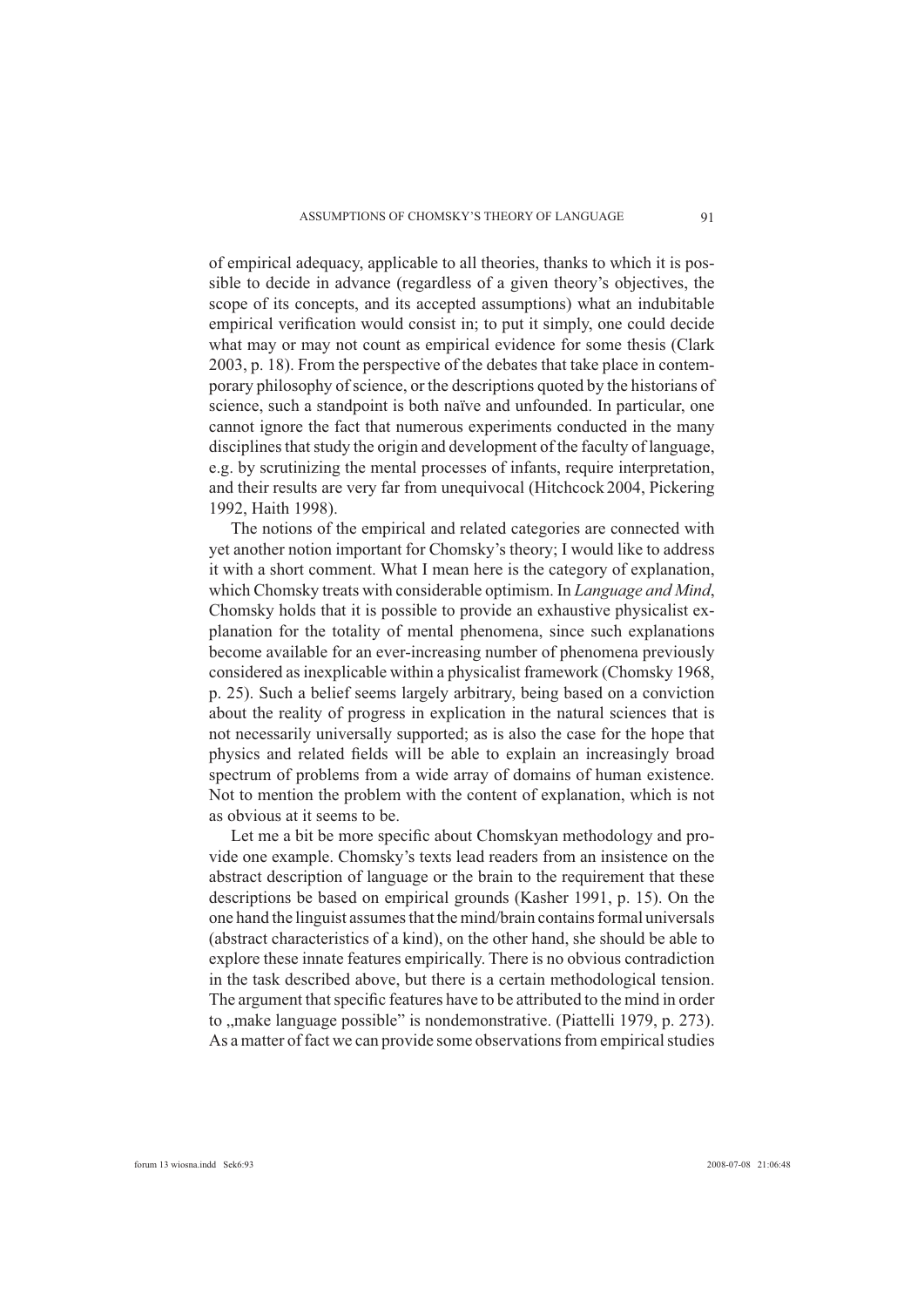of empirical adequacy, applicable to all theories, thanks to which it is possible to decide in advance (regardless of a given theory's objectives, the scope of its concepts, and its accepted assumptions) what an indubitable empirical verification would consist in; to put it simply, one could decide what may or may not count as empirical evidence for some thesis (Clark 2003, p. 18). From the perspective of the debates that take place in contemporary philosophy of science, or the descriptions quoted by the historians of science, such a standpoint is both naïve and unfounded. In particular, one cannot ignore the fact that numerous experiments conducted in the many disciplines that study the origin and development of the faculty of language, e.g. by scrutinizing the mental processes of infants, require interpretation, and their results are very far from unequivocal (Hitchcock 2004, Pickering 1992, Haith 1998).

The notions of the empirical and related categories are connected with yet another notion important for Chomsky's theory; I would like to address it with a short comment. What I mean here is the category of explanation, which Chomsky treats with considerable optimism. In *Language and Mind*, Chomsky holds that it is possible to provide an exhaustive physicalist explanation for the totality of mental phenomena, since such explanations become available for an ever-increasing number of phenomena previously considered as inexplicable within a physicalist framework (Chomsky 1968, p. 25). Such a belief seems largely arbitrary, being based on a conviction about the reality of progress in explication in the natural sciences that is not necessarily universally supported; as is also the case for the hope that physics and related fields will be able to explain an increasingly broad spectrum of problems from a wide array of domains of human existence. Not to mention the problem with the content of explanation, which is not as obvious at it seems to be.

Let me a bit be more specific about Chomskyan methodology and provide one example. Chomsky's texts lead readers from an insistence on the abstract description of language or the brain to the requirement that these descriptions be based on empirical grounds (Kasher 1991, p. 15). On the one hand the linguist assumes that the mind/brain contains formal universals (abstract characteristics of a kind), on the other hand, she should be able to explore these innate features empirically. There is no obvious contradiction in the task described above, but there is a certain methodological tension. The argument that specific features have to be attributed to the mind in order to „make language possible" is nondemonstrative. (Piattelli 1979, p. 273). As a matter of fact we can provide some observations from empirical studies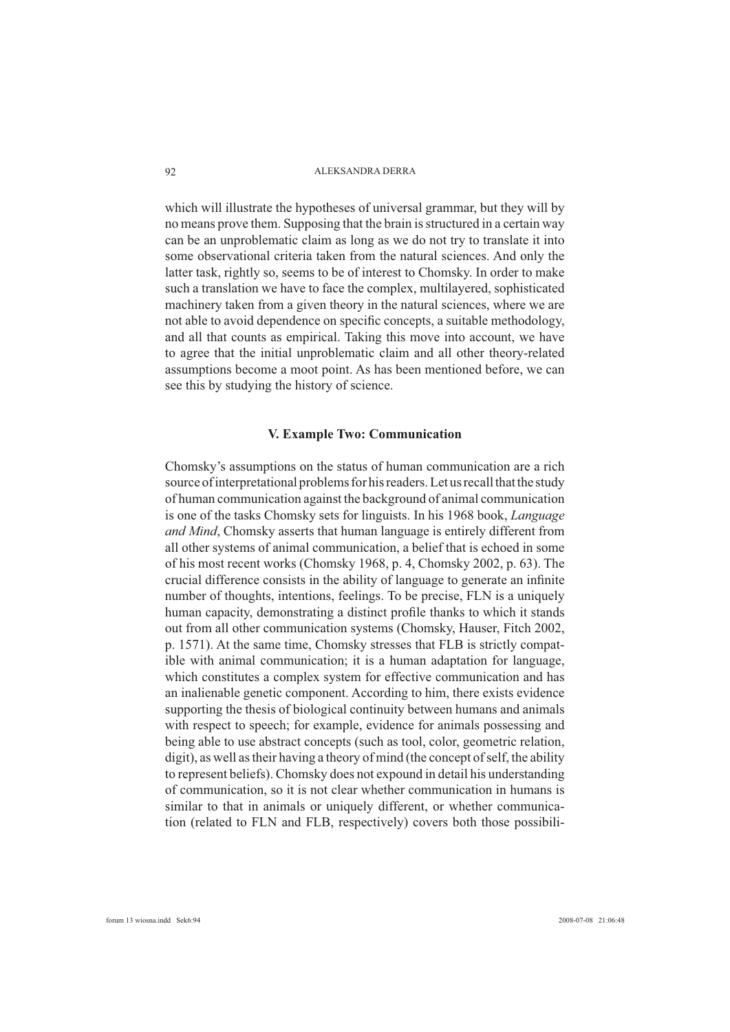which will illustrate the hypotheses of universal grammar, but they will by no means prove them. Supposing that the brain is structured in a certain way can be an unproblematic claim as long as we do not try to translate it into some observational criteria taken from the natural sciences. And only the latter task, rightly so, seems to be of interest to Chomsky. In order to make such a translation we have to face the complex, multilayered, sophisticated machinery taken from a given theory in the natural sciences, where we are not able to avoid dependence on specific concepts, a suitable methodology, and all that counts as empirical. Taking this move into account, we have to agree that the initial unproblematic claim and all other theory-related assumptions become a moot point. As has been mentioned before, we can see this by studying the history of science.

## V. Example Two: Communication

Chomsky's assumptions on the status of human communication are a rich source of interpretational problems for his readers. Let us recall that the study of human communication against the background of animal communication is one of the tasks Chomsky sets for linguists. In his 1968 book, *Language and Mind*, Chomsky asserts that human language is entirely different from all other systems of animal communication, a belief that is echoed in some of his most recent works (Chomsky 1968, p. 4, Chomsky 2002, p. 63). The crucial difference consists in the ability of language to generate an infinite number of thoughts, intentions, feelings. To be precise, FLN is a uniquely human capacity, demonstrating a distinct profile thanks to which it stands out from all other communication systems (Chomsky, Hauser, Fitch 2002, p. 1571). At the same time, Chomsky stresses that FLB is strictly compatible with animal communication; it is a human adaptation for language, which constitutes a complex system for effective communication and has an inalienable genetic component. According to him, there exists evidence supporting the thesis of biological continuity between humans and animals with respect to speech; for example, evidence for animals possessing and being able to use abstract concepts (such as tool, color, geometric relation, digit), as well as their having a theory of mind (the concept of self, the ability to represent beliefs). Chomsky does not expound in detail his understanding of communication, so it is not clear whether communication in humans is similar to that in animals or uniquely different, or whether communication (related to FLN and FLB, respectively) covers both those possibili-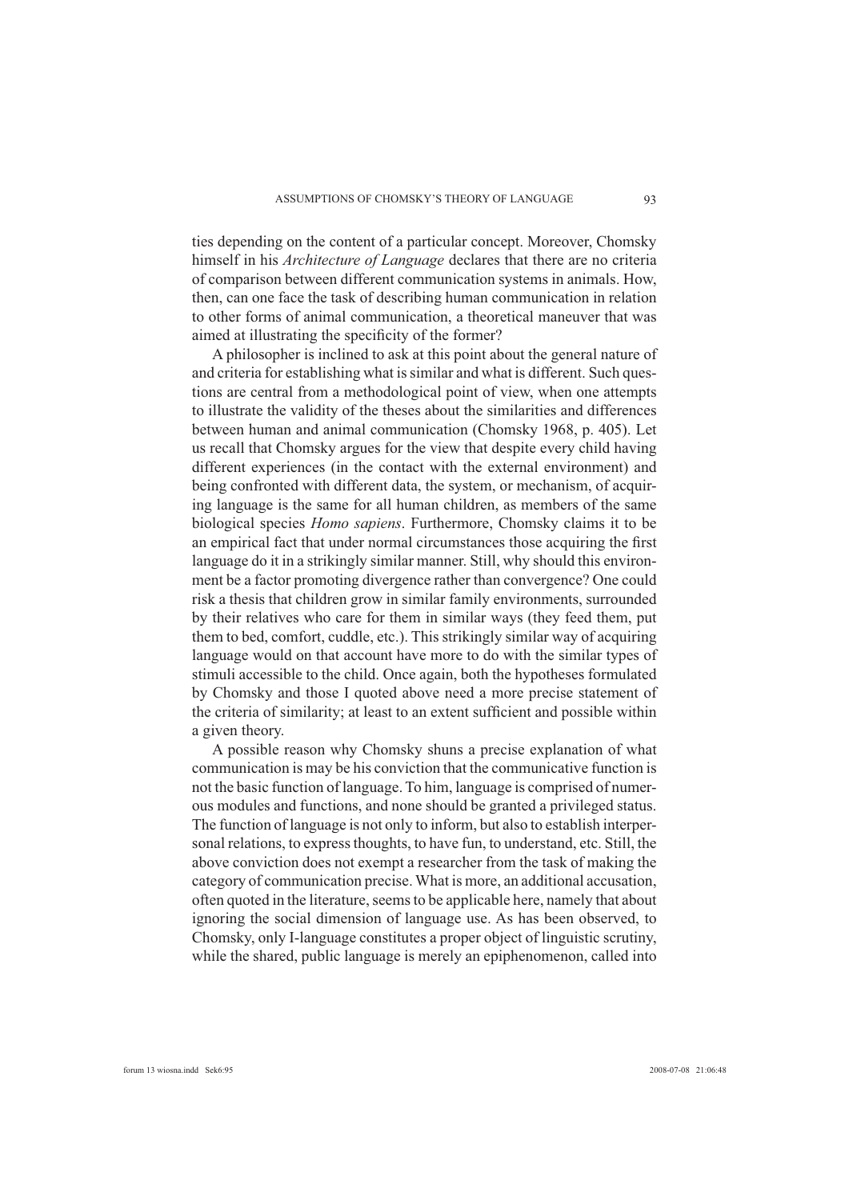ties depending on the content of a particular concept. Moreover, Chomsky himself in his *Architecture of Language* declares that there are no criteria of comparison between different communication systems in animals. How, then, can one face the task of describing human communication in relation to other forms of animal communication, a theoretical maneuver that was aimed at illustrating the specificity of the former?

A philosopher is inclined to ask at this point about the general nature of and criteria for establishing what is similar and what is different. Such questions are central from a methodological point of view, when one attempts to illustrate the validity of the theses about the similarities and differences between human and animal communication (Chomsky 1968, p. 405). Let us recall that Chomsky argues for the view that despite every child having different experiences (in the contact with the external environment) and being confronted with different data, the system, or mechanism, of acquiring language is the same for all human children, as members of the same biological species *Homo sapiens*. Furthermore, Chomsky claims it to be an empirical fact that under normal circumstances those acquiring the first language do it in a strikingly similar manner. Still, why should this environment be a factor promoting divergence rather than convergence? One could risk a thesis that children grow in similar family environments, surrounded by their relatives who care for them in similar ways (they feed them, put them to bed, comfort, cuddle, etc.). This strikingly similar way of acquiring language would on that account have more to do with the similar types of stimuli accessible to the child. Once again, both the hypotheses formulated by Chomsky and those I quoted above need a more precise statement of the criteria of similarity; at least to an extent sufficient and possible within a given theory.

A possible reason why Chomsky shuns a precise explanation of what communication is may be his conviction that the communicative function is not the basic function of language. To him, language is comprised of numerous modules and functions, and none should be granted a privileged status. The function of language is not only to inform, but also to establish interpersonal relations, to express thoughts, to have fun, to understand, etc. Still, the above conviction does not exempt a researcher from the task of making the category of communication precise. What is more, an additional accusation, often quoted in the literature, seems to be applicable here, namely that about ignoring the social dimension of language use. As has been observed, to Chomsky, only I-language constitutes a proper object of linguistic scrutiny, while the shared, public language is merely an epiphenomenon, called into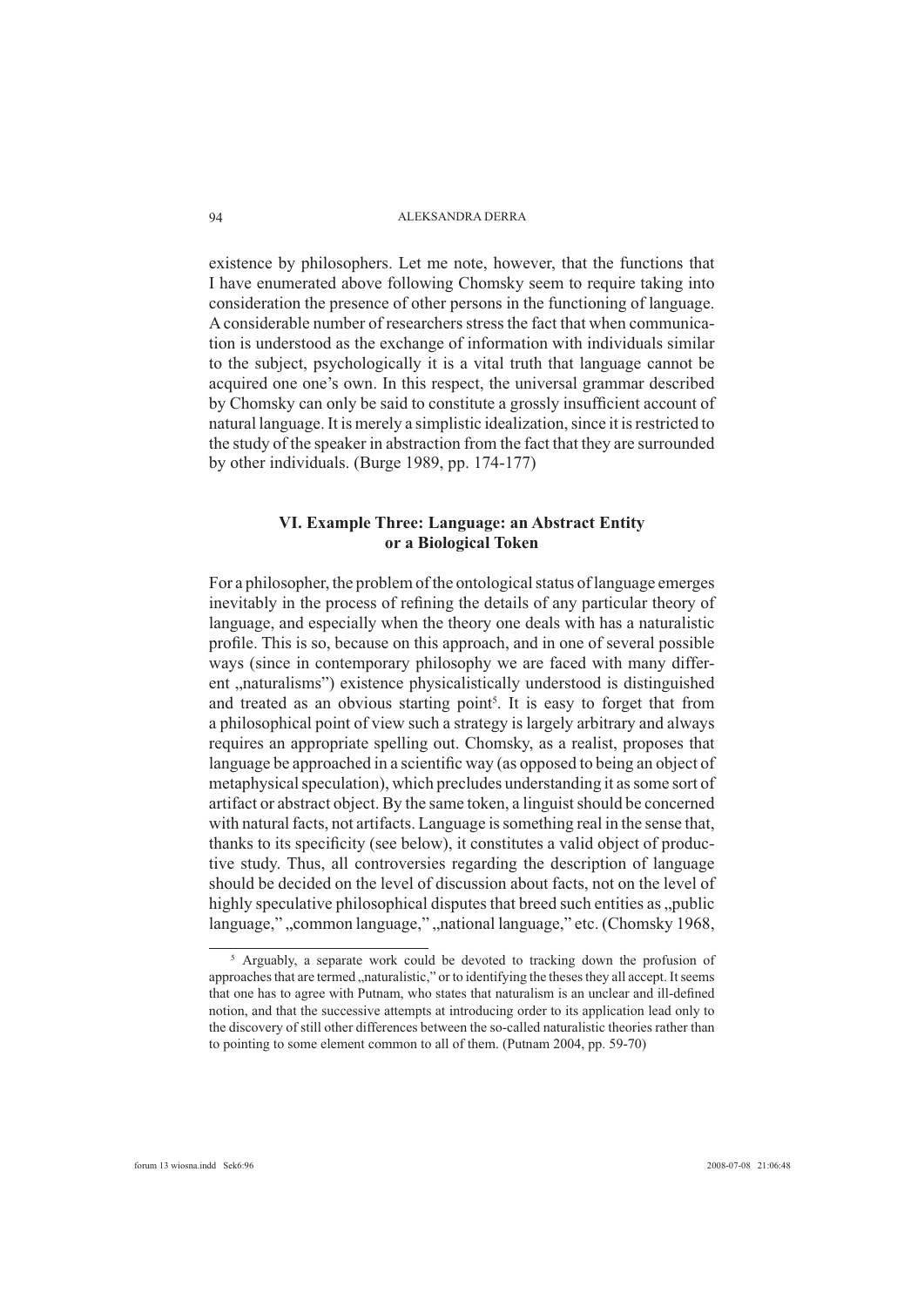existence by philosophers. Let me note, however, that the functions that I have enumerated above following Chomsky seem to require taking into consideration the presence of other persons in the functioning of language. A considerable number of researchers stress the fact that when communication is understood as the exchange of information with individuals similar to the subject, psychologically it is a vital truth that language cannot be acquired one one's own. In this respect, the universal grammar described by Chomsky can only be said to constitute a grossly insufficient account of natural language. It is merely a simplistic idealization, since it is restricted to the study of the speaker in abstraction from the fact that they are surrounded by other individuals. (Burge 1989, pp. 174-177)

## VI. Example Three: Language: an Abstract Entity or a Biological Token

For a philosopher, the problem of the ontological status of language emerges inevitably in the process of refining the details of any particular theory of language, and especially when the theory one deals with has a naturalistic profile. This is so, because on this approach, and in one of several possible ways (since in contemporary philosophy we are faced with many different „naturalisms") existence physicalistically understood is distinguished and treated as an obvious starting point[5]. It is easy to forget that from a philosophical point of view such a strategy is largely arbitrary and always requires an appropriate spelling out. Chomsky, as a realist, proposes that language be approached in a scientific way (as opposed to being an object of metaphysical speculation), which precludes understanding it as some sort of artifact or abstract object. By the same token, a linguist should be concerned with natural facts, not artifacts. Language is something real in the sense that, thanks to its specificity (see below), it constitutes a valid object of productive study. Thus, all controversies regarding the description of language should be decided on the level of discussion about facts, not on the level of highly speculative philosophical disputes that breed such entities as „public language," „common language," „national language," etc. (Chomsky 1968,

---

[5] Arguably, a separate work could be devoted to tracking down the profusion of approaches that are termed „naturalistic," or to identifying the theses they all accept. It seems that one has to agree with Putnam, who states that naturalism is an unclear and ill-defined notion, and that the successive attempts at introducing order to its application lead only to the discovery of still other differences between the so-called naturalistic theories rather than to pointing to some element common to all of them. (Putnam 2004, pp. 59-70)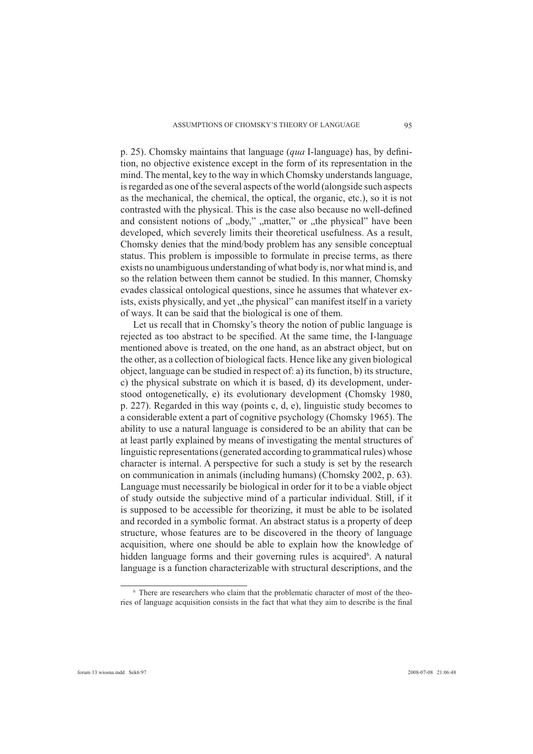p. 25). Chomsky maintains that language (*qua* I-language) has, by definition, no objective existence except in the form of its representation in the mind. The mental, key to the way in which Chomsky understands language, is regarded as one of the several aspects of the world (alongside such aspects as the mechanical, the chemical, the optical, the organic, etc.), so it is not contrasted with the physical. This is the case also because no well-defined and consistent notions of „body," „matter," or „the physical" have been developed, which severely limits their theoretical usefulness. As a result, Chomsky denies that the mind/body problem has any sensible conceptual status. This problem is impossible to formulate in precise terms, as there exists no unambiguous understanding of what body is, nor what mind is, and so the relation between them cannot be studied. In this manner, Chomsky evades classical ontological questions, since he assumes that whatever exists, exists physically, and yet „the physical" can manifest itself in a variety of ways. It can be said that the biological is one of them.

Let us recall that in Chomsky's theory the notion of public language is rejected as too abstract to be specified. At the same time, the I-language mentioned above is treated, on the one hand, as an abstract object, but on the other, as a collection of biological facts. Hence like any given biological object, language can be studied in respect of: a) its function, b) its structure, c) the physical substrate on which it is based, d) its development, understood ontogenetically, e) its evolutionary development (Chomsky 1980, p. 227). Regarded in this way (points c, d, e), linguistic study becomes to a considerable extent a part of cognitive psychology (Chomsky 1965). The ability to use a natural language is considered to be an ability that can be at least partly explained by means of investigating the mental structures of linguistic representations (generated according to grammatical rules) whose character is internal. A perspective for such a study is set by the research on communication in animals (including humans) (Chomsky 2002, p. 63). Language must necessarily be biological in order for it to be a viable object of study outside the subjective mind of a particular individual. Still, if it is supposed to be accessible for theorizing, it must be able to be isolated and recorded in a symbolic format. An abstract status is a property of deep structure, whose features are to be discovered in the theory of language acquisition, where one should be able to explain how the knowledge of hidden language forms and their governing rules is acquired[6]. A natural language is a function characterizable with structural descriptions, and the

[6] There are researchers who claim that the problematic character of most of the theories of language acquisition consists in the fact that what they aim to describe is the final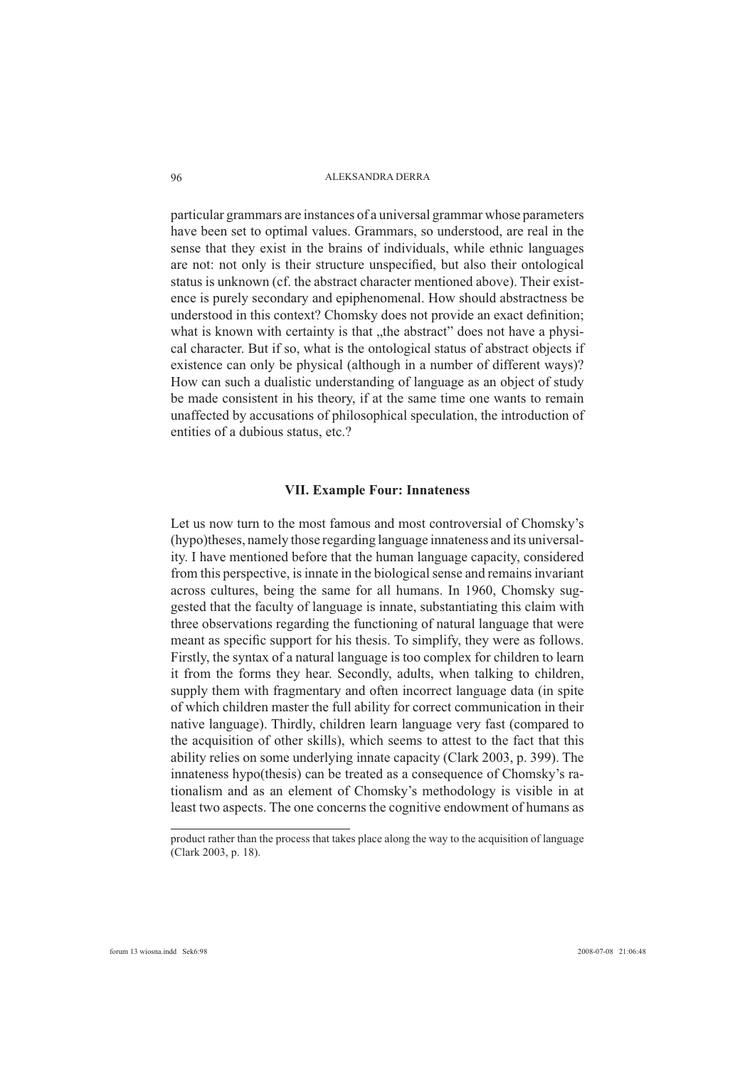particular grammars are instances of a universal grammar whose parameters have been set to optimal values. Grammars, so understood, are real in the sense that they exist in the brains of individuals, while ethnic languages are not: not only is their structure unspecified, but also their ontological status is unknown (cf. the abstract character mentioned above). Their existence is purely secondary and epiphenomenal. How should abstractness be understood in this context? Chomsky does not provide an exact definition; what is known with certainty is that „the abstract" does not have a physical character. But if so, what is the ontological status of abstract objects if existence can only be physical (although in a number of different ways)? How can such a dualistic understanding of language as an object of study be made consistent in his theory, if at the same time one wants to remain unaffected by accusations of philosophical speculation, the introduction of entities of a dubious status, etc.?

## VII. Example Four: Innateness

Let us now turn to the most famous and most controversial of Chomsky's (hypo)theses, namely those regarding language innateness and its universality. I have mentioned before that the human language capacity, considered from this perspective, is innate in the biological sense and remains invariant across cultures, being the same for all humans. In 1960, Chomsky suggested that the faculty of language is innate, substantiating this claim with three observations regarding the functioning of natural language that were meant as specific support for his thesis. To simplify, they were as follows. Firstly, the syntax of a natural language is too complex for children to learn it from the forms they hear. Secondly, adults, when talking to children, supply them with fragmentary and often incorrect language data (in spite of which children master the full ability for correct communication in their native language). Thirdly, children learn language very fast (compared to the acquisition of other skills), which seems to attest to the fact that this ability relies on some underlying innate capacity (Clark 2003, p. 399). The innateness hypo(thesis) can be treated as a consequence of Chomsky's rationalism and as an element of Chomsky's methodology is visible in at least two aspects. The one concerns the cognitive endowment of humans as

---

product rather than the process that takes place along the way to the acquisition of language (Clark 2003, p. 18).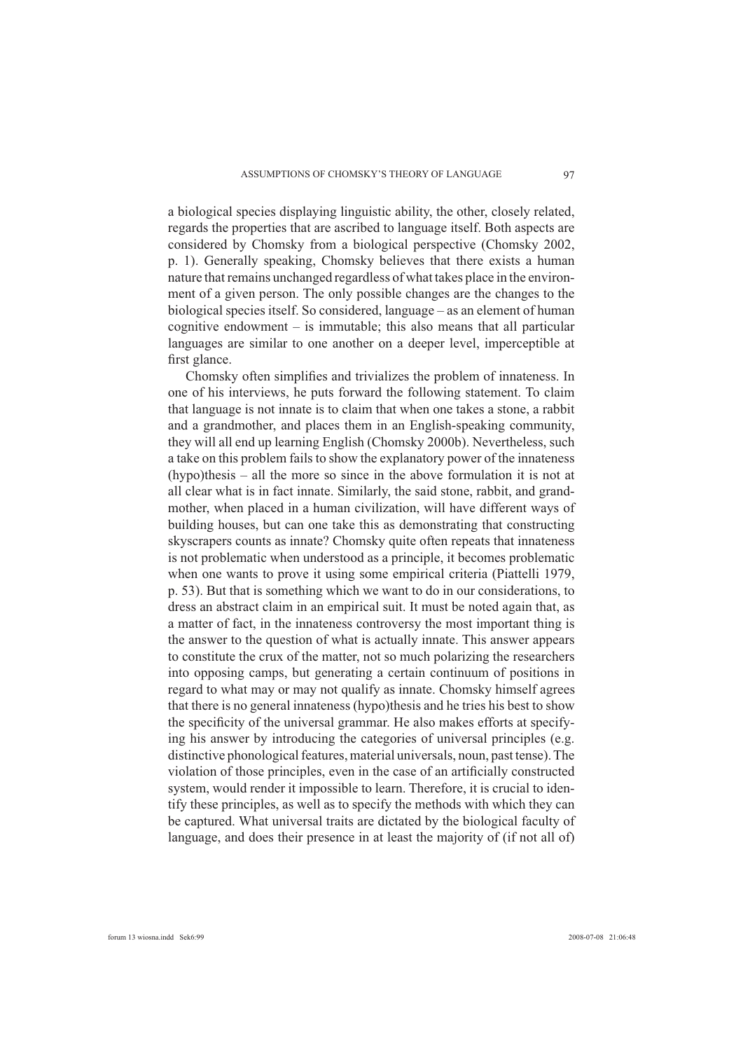a biological species displaying linguistic ability, the other, closely related, regards the properties that are ascribed to language itself. Both aspects are considered by Chomsky from a biological perspective (Chomsky 2002, p. 1). Generally speaking, Chomsky believes that there exists a human nature that remains unchanged regardless of what takes place in the environment of a given person. The only possible changes are the changes to the biological species itself. So considered, language – as an element of human cognitive endowment – is immutable; this also means that all particular languages are similar to one another on a deeper level, imperceptible at first glance.

Chomsky often simplifies and trivializes the problem of innateness. In one of his interviews, he puts forward the following statement. To claim that language is not innate is to claim that when one takes a stone, a rabbit and a grandmother, and places them in an English-speaking community, they will all end up learning English (Chomsky 2000b). Nevertheless, such a take on this problem fails to show the explanatory power of the innateness (hypo)thesis – all the more so since in the above formulation it is not at all clear what is in fact innate. Similarly, the said stone, rabbit, and grandmother, when placed in a human civilization, will have different ways of building houses, but can one take this as demonstrating that constructing skyscrapers counts as innate? Chomsky quite often repeats that innateness is not problematic when understood as a principle, it becomes problematic when one wants to prove it using some empirical criteria (Piattelli 1979, p. 53). But that is something which we want to do in our considerations, to dress an abstract claim in an empirical suit. It must be noted again that, as a matter of fact, in the innateness controversy the most important thing is the answer to the question of what is actually innate. This answer appears to constitute the crux of the matter, not so much polarizing the researchers into opposing camps, but generating a certain continuum of positions in regard to what may or may not qualify as innate. Chomsky himself agrees that there is no general innateness (hypo)thesis and he tries his best to show the specificity of the universal grammar. He also makes efforts at specifying his answer by introducing the categories of universal principles (e.g. distinctive phonological features, material universals, noun, past tense). The violation of those principles, even in the case of an artificially constructed system, would render it impossible to learn. Therefore, it is crucial to identify these principles, as well as to specify the methods with which they can be captured. What universal traits are dictated by the biological faculty of language, and does their presence in at least the majority of (if not all of)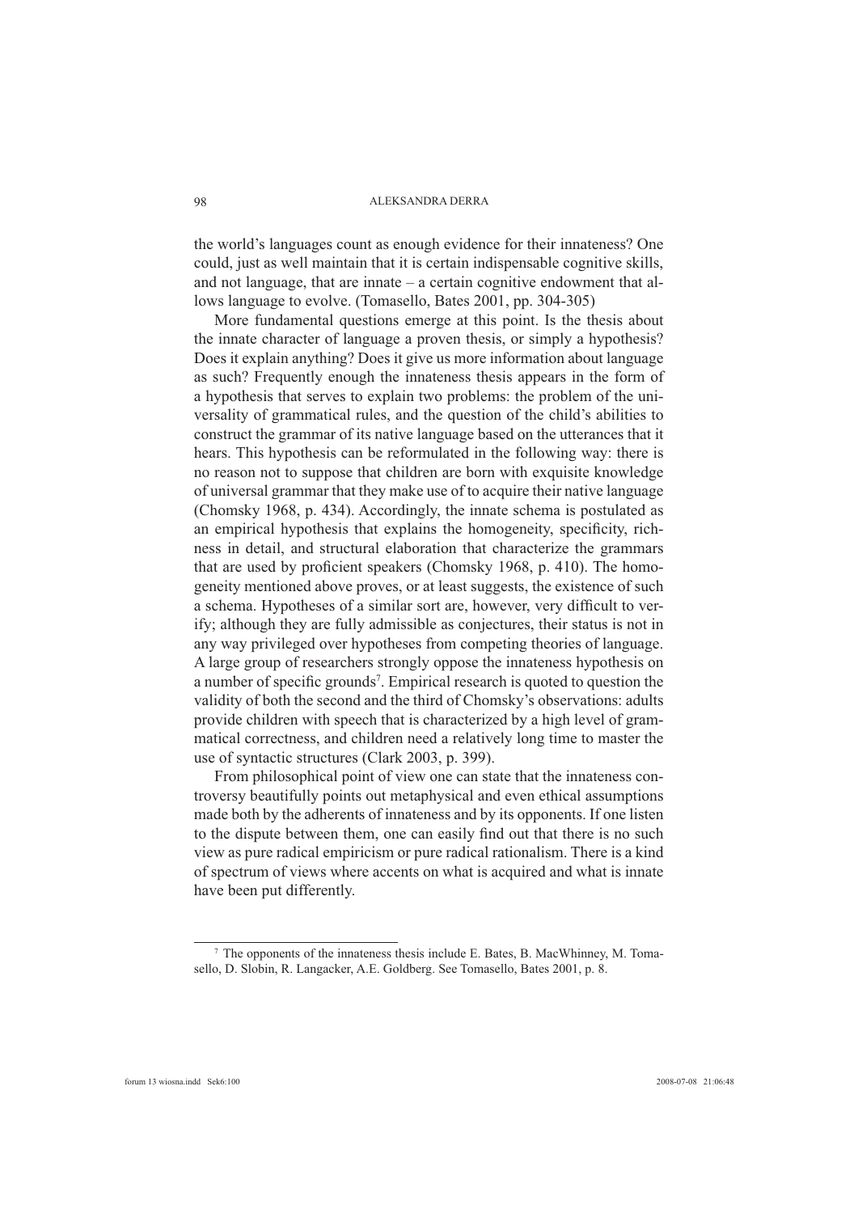the world's languages count as enough evidence for their innateness? One could, just as well maintain that it is certain indispensable cognitive skills, and not language, that are innate – a certain cognitive endowment that allows language to evolve. (Tomasello, Bates 2001, pp. 304-305)

More fundamental questions emerge at this point. Is the thesis about the innate character of language a proven thesis, or simply a hypothesis? Does it explain anything? Does it give us more information about language as such? Frequently enough the innateness thesis appears in the form of a hypothesis that serves to explain two problems: the problem of the universality of grammatical rules, and the question of the child's abilities to construct the grammar of its native language based on the utterances that it hears. This hypothesis can be reformulated in the following way: there is no reason not to suppose that children are born with exquisite knowledge of universal grammar that they make use of to acquire their native language (Chomsky 1968, p. 434). Accordingly, the innate schema is postulated as an empirical hypothesis that explains the homogeneity, specificity, richness in detail, and structural elaboration that characterize the grammars that are used by proficient speakers (Chomsky 1968, p. 410). The homogeneity mentioned above proves, or at least suggests, the existence of such a schema. Hypotheses of a similar sort are, however, very difficult to verify; although they are fully admissible as conjectures, their status is not in any way privileged over hypotheses from competing theories of language. A large group of researchers strongly oppose the innateness hypothesis on a number of specific grounds[7]. Empirical research is quoted to question the validity of both the second and the third of Chomsky's observations: adults provide children with speech that is characterized by a high level of grammatical correctness, and children need a relatively long time to master the use of syntactic structures (Clark 2003, p. 399).

From philosophical point of view one can state that the innateness controversy beautifully points out metaphysical and even ethical assumptions made both by the adherents of innateness and by its opponents. If one listen to the dispute between them, one can easily find out that there is no such view as pure radical empiricism or pure radical rationalism. There is a kind of spectrum of views where accents on what is acquired and what is innate have been put differently.

---

[7] The opponents of the innateness thesis include E. Bates, B. MacWhinney, M. Tomasello, D. Slobin, R. Langacker, A.E. Goldberg. See Tomasello, Bates 2001, p. 8.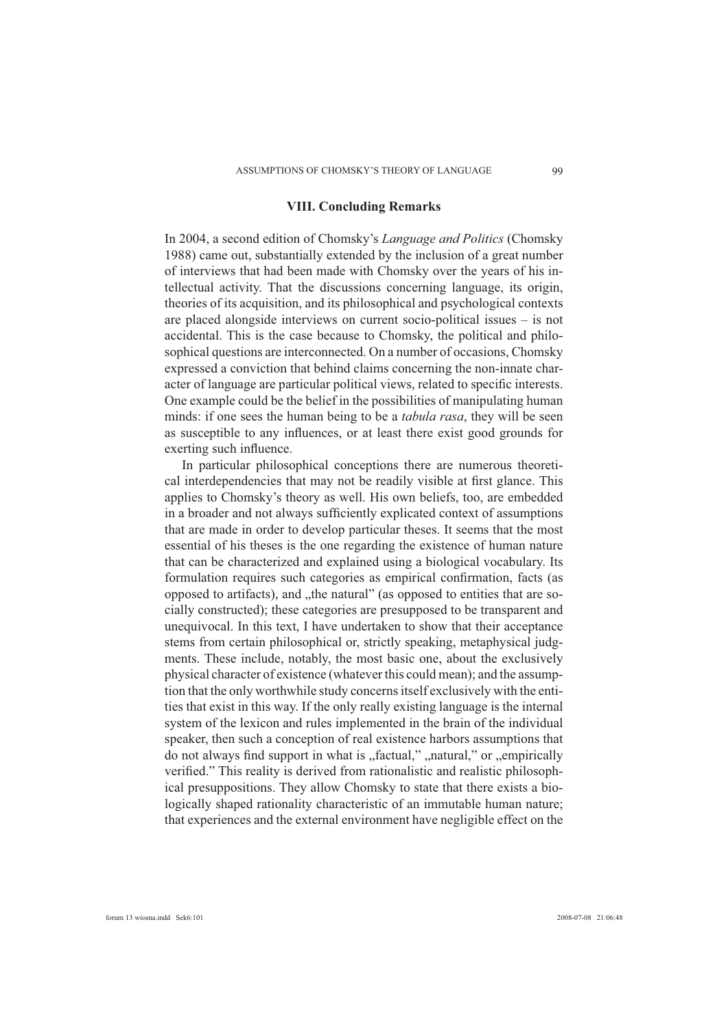## VIII. Concluding Remarks

In 2004, a second edition of Chomsky's *Language and Politics* (Chomsky 1988) came out, substantially extended by the inclusion of a great number of interviews that had been made with Chomsky over the years of his intellectual activity. That the discussions concerning language, its origin, theories of its acquisition, and its philosophical and psychological contexts are placed alongside interviews on current socio-political issues – is not accidental. This is the case because to Chomsky, the political and philosophical questions are interconnected. On a number of occasions, Chomsky expressed a conviction that behind claims concerning the non-innate character of language are particular political views, related to specific interests. One example could be the belief in the possibilities of manipulating human minds: if one sees the human being to be a *tabula rasa*, they will be seen as susceptible to any influences, or at least there exist good grounds for exerting such influence.

In particular philosophical conceptions there are numerous theoretical interdependencies that may not be readily visible at first glance. This applies to Chomsky's theory as well. His own beliefs, too, are embedded in a broader and not always sufficiently explicated context of assumptions that are made in order to develop particular theses. It seems that the most essential of his theses is the one regarding the existence of human nature that can be characterized and explained using a biological vocabulary. Its formulation requires such categories as empirical confirmation, facts (as opposed to artifacts), and „the natural" (as opposed to entities that are socially constructed); these categories are presupposed to be transparent and unequivocal. In this text, I have undertaken to show that their acceptance stems from certain philosophical or, strictly speaking, metaphysical judgments. These include, notably, the most basic one, about the exclusively physical character of existence (whatever this could mean); and the assumption that the only worthwhile study concerns itself exclusively with the entities that exist in this way. If the only really existing language is the internal system of the lexicon and rules implemented in the brain of the individual speaker, then such a conception of real existence harbors assumptions that do not always find support in what is „factual," „natural," or „empirically verified." This reality is derived from rationalistic and realistic philosophical presuppositions. They allow Chomsky to state that there exists a biologically shaped rationality characteristic of an immutable human nature; that experiences and the external environment have negligible effect on the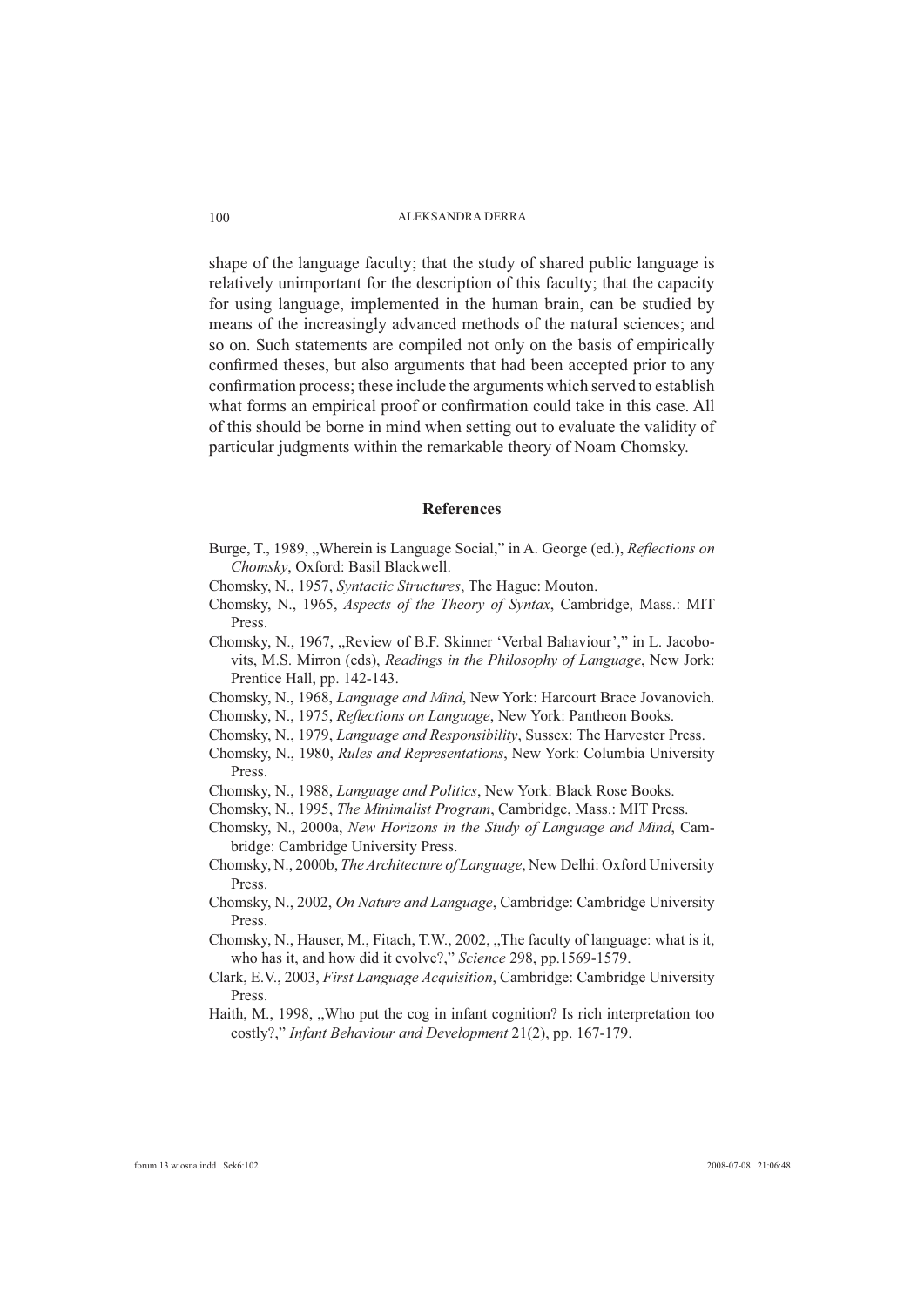shape of the language faculty; that the study of shared public language is relatively unimportant for the description of this faculty; that the capacity for using language, implemented in the human brain, can be studied by means of the increasingly advanced methods of the natural sciences; and so on. Such statements are compiled not only on the basis of empirically confirmed theses, but also arguments that had been accepted prior to any confirmation process; these include the arguments which served to establish what forms an empirical proof or confirmation could take in this case. All of this should be borne in mind when setting out to evaluate the validity of particular judgments within the remarkable theory of Noam Chomsky.

## References

Burge, T., 1989, „Wherein is Language Social," in A. George (ed.), *Reflections on Chomsky*, Oxford: Basil Blackwell.

Chomsky, N., 1957, *Syntactic Structures*, The Hague: Mouton.

Chomsky, N., 1965, *Aspects of the Theory of Syntax*, Cambridge, Mass.: MIT Press.

Chomsky, N., 1967, „Review of B.F. Skinner 'Verbal Bahaviour'," in L. Jacobovits, M.S. Mirron (eds), *Readings in the Philosophy of Language*, New Jork: Prentice Hall, pp. 142-143.

Chomsky, N., 1968, *Language and Mind*, New York: Harcourt Brace Jovanovich.

Chomsky, N., 1975, *Reflections on Language*, New York: Pantheon Books.

Chomsky, N., 1979, *Language and Responsibility*, Sussex: The Harvester Press.

Chomsky, N., 1980, *Rules and Representations*, New York: Columbia University Press.

Chomsky, N., 1988, *Language and Politics*, New York: Black Rose Books.

Chomsky, N., 1995, *The Minimalist Program*, Cambridge, Mass.: MIT Press.

Chomsky, N., 2000a, *New Horizons in the Study of Language and Mind*, Cambridge: Cambridge University Press.

Chomsky, N., 2000b, *The Architecture of Language*, New Delhi: Oxford University Press.

Chomsky, N., 2002, *On Nature and Language*, Cambridge: Cambridge University Press.

Chomsky, N., Hauser, M., Fitach, T.W., 2002, „The faculty of language: what is it, who has it, and how did it evolve?," *Science* 298, pp.1569-1579.

Clark, E.V., 2003, *First Language Acquisition*, Cambridge: Cambridge University Press.

Haith, M., 1998, „Who put the cog in infant cognition? Is rich interpretation too costly?," *Infant Behaviour and Development* 21(2), pp. 167-179.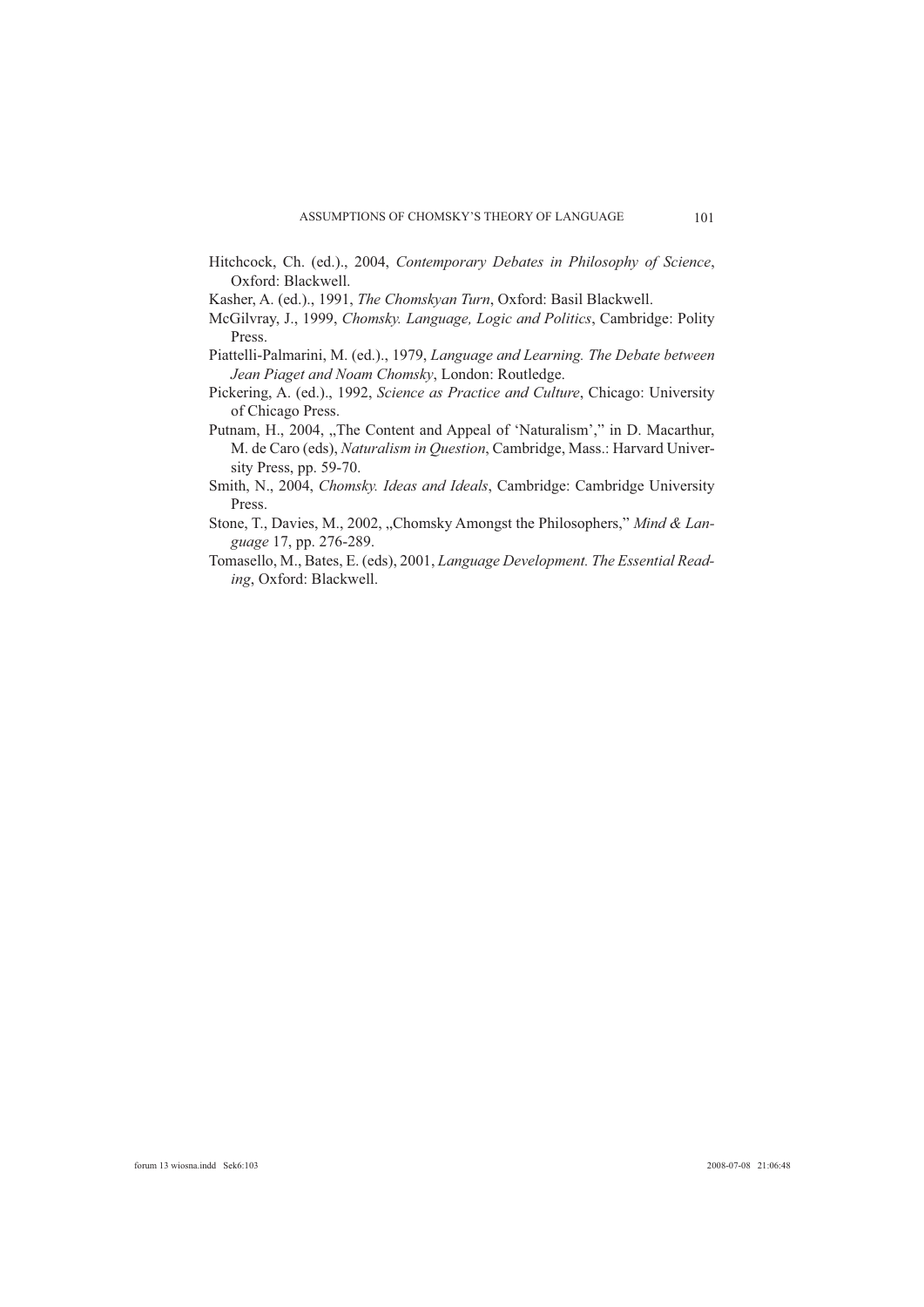Hitchcock, Ch. (ed.)., 2004, *Contemporary Debates in Philosophy of Science*, Oxford: Blackwell.

Kasher, A. (ed.)., 1991, *The Chomskyan Turn*, Oxford: Basil Blackwell.

McGilvray, J., 1999, *Chomsky. Language, Logic and Politics*, Cambridge: Polity Press.

Piattelli-Palmarini, M. (ed.)., 1979, *Language and Learning. The Debate between Jean Piaget and Noam Chomsky*, London: Routledge.

Pickering, A. (ed.)., 1992, *Science as Practice and Culture*, Chicago: University of Chicago Press.

Putnam, H., 2004, „The Content and Appeal of 'Naturalism'," in D. Macarthur, M. de Caro (eds), *Naturalism in Question*, Cambridge, Mass.: Harvard University Press, pp. 59-70.

Smith, N., 2004, *Chomsky. Ideas and Ideals*, Cambridge: Cambridge University Press.

Stone, T., Davies, M., 2002, „Chomsky Amongst the Philosophers," *Mind & Language* 17, pp. 276-289.

Tomasello, M., Bates, E. (eds), 2001, *Language Development. The Essential Reading*, Oxford: Blackwell.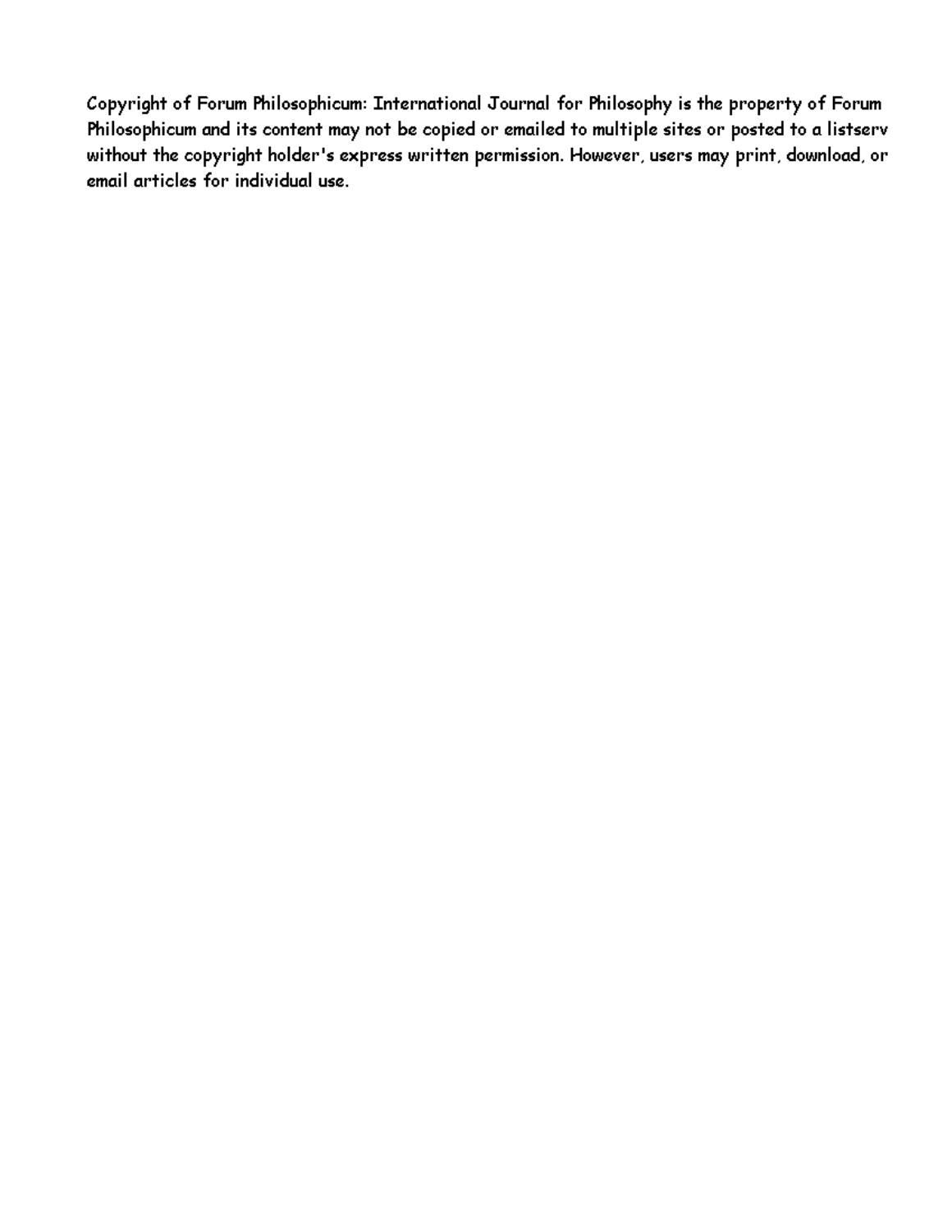Copyright of Forum Philosophicum: International Journal for Philosophy is the property of Forum Philosophicum and its content may not be copied or emailed to multiple sites or posted to a listserv without the copyright holder's express written permission. However, users may print, download, or email articles for individual use.